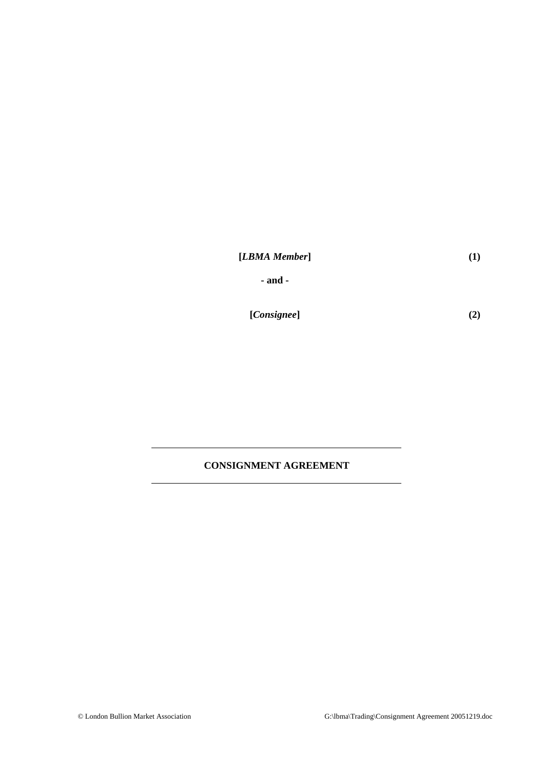**[*LBMA Member*]** **(1)**

**- and -**

**[*Consignee*]** **(2)**

---

**CONSIGNMENT AGREEMENT**

---

© London Bullion Market Association

G:\lbma\Trading\Consignment Agreement 20051219.doc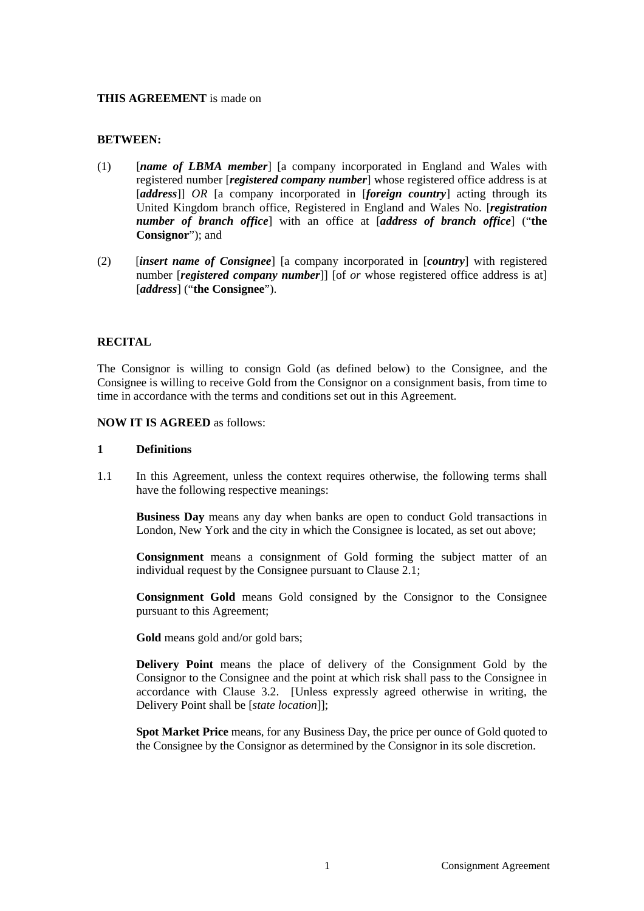**THIS AGREEMENT** is made on

**BETWEEN:**

(1) [***name of LBMA member***] [a company incorporated in England and Wales with registered number [***registered company number***] whose registered office address is at [***address***]] *OR* [a company incorporated in [***foreign country***] acting through its United Kingdom branch office, Registered in England and Wales No. [***registration number of branch office***] with an office at [***address of branch office***] ("**the Consignor**"); and

(2) [***insert name of Consignee***] [a company incorporated in [***country***] with registered number [***registered company number***]] [of *or* whose registered office address is at] [***address***] ("**the Consignee**").

**RECITAL**

The Consignor is willing to consign Gold (as defined below) to the Consignee, and the Consignee is willing to receive Gold from the Consignor on a consignment basis, from time to time in accordance with the terms and conditions set out in this Agreement.

**NOW IT IS AGREED** as follows:

**1 Definitions**

1.1 In this Agreement, unless the context requires otherwise, the following terms shall have the following respective meanings:

**Business Day** means any day when banks are open to conduct Gold transactions in London, New York and the city in which the Consignee is located, as set out above;

**Consignment** means a consignment of Gold forming the subject matter of an individual request by the Consignee pursuant to Clause 2.1;

**Consignment Gold** means Gold consigned by the Consignor to the Consignee pursuant to this Agreement;

**Gold** means gold and/or gold bars;

**Delivery Point** means the place of delivery of the Consignment Gold by the Consignor to the Consignee and the point at which risk shall pass to the Consignee in accordance with Clause 3.2. [Unless expressly agreed otherwise in writing, the Delivery Point shall be [*state location*]];

**Spot Market Price** means, for any Business Day, the price per ounce of Gold quoted to the Consignee by the Consignor as determined by the Consignor in its sole discretion.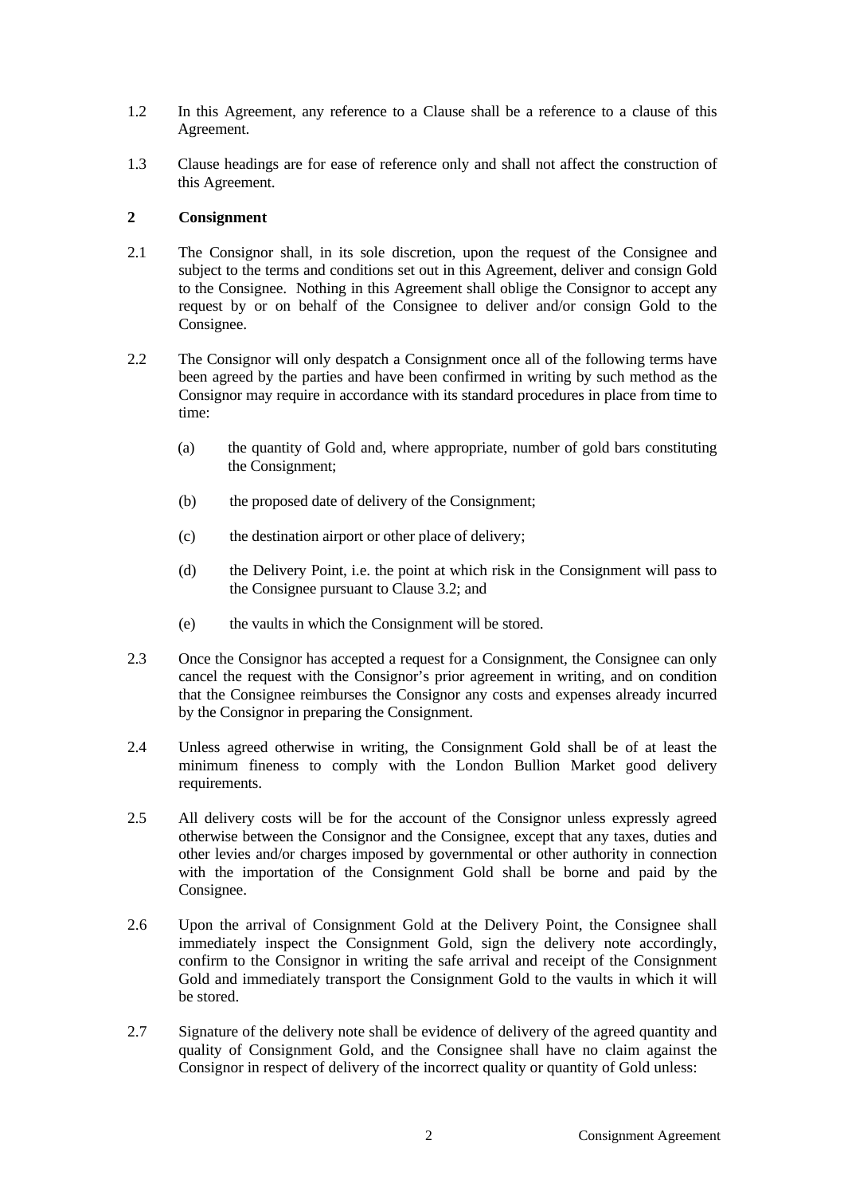1.2 In this Agreement, any reference to a Clause shall be a reference to a clause of this Agreement.

1.3 Clause headings are for ease of reference only and shall not affect the construction of this Agreement.

## 2 Consignment

2.1 The Consignor shall, in its sole discretion, upon the request of the Consignee and subject to the terms and conditions set out in this Agreement, deliver and consign Gold to the Consignee. Nothing in this Agreement shall oblige the Consignor to accept any request by or on behalf of the Consignee to deliver and/or consign Gold to the Consignee.

2.2 The Consignor will only despatch a Consignment once all of the following terms have been agreed by the parties and have been confirmed in writing by such method as the Consignor may require in accordance with its standard procedures in place from time to time:

(a) the quantity of Gold and, where appropriate, number of gold bars constituting the Consignment;

(b) the proposed date of delivery of the Consignment;

(c) the destination airport or other place of delivery;

(d) the Delivery Point, i.e. the point at which risk in the Consignment will pass to the Consignee pursuant to Clause 3.2; and

(e) the vaults in which the Consignment will be stored.

2.3 Once the Consignor has accepted a request for a Consignment, the Consignee can only cancel the request with the Consignor's prior agreement in writing, and on condition that the Consignee reimburses the Consignor any costs and expenses already incurred by the Consignor in preparing the Consignment.

2.4 Unless agreed otherwise in writing, the Consignment Gold shall be of at least the minimum fineness to comply with the London Bullion Market good delivery requirements.

2.5 All delivery costs will be for the account of the Consignor unless expressly agreed otherwise between the Consignor and the Consignee, except that any taxes, duties and other levies and/or charges imposed by governmental or other authority in connection with the importation of the Consignment Gold shall be borne and paid by the Consignee.

2.6 Upon the arrival of Consignment Gold at the Delivery Point, the Consignee shall immediately inspect the Consignment Gold, sign the delivery note accordingly, confirm to the Consignor in writing the safe arrival and receipt of the Consignment Gold and immediately transport the Consignment Gold to the vaults in which it will be stored.

2.7 Signature of the delivery note shall be evidence of delivery of the agreed quantity and quality of Consignment Gold, and the Consignee shall have no claim against the Consignor in respect of delivery of the incorrect quality or quantity of Gold unless: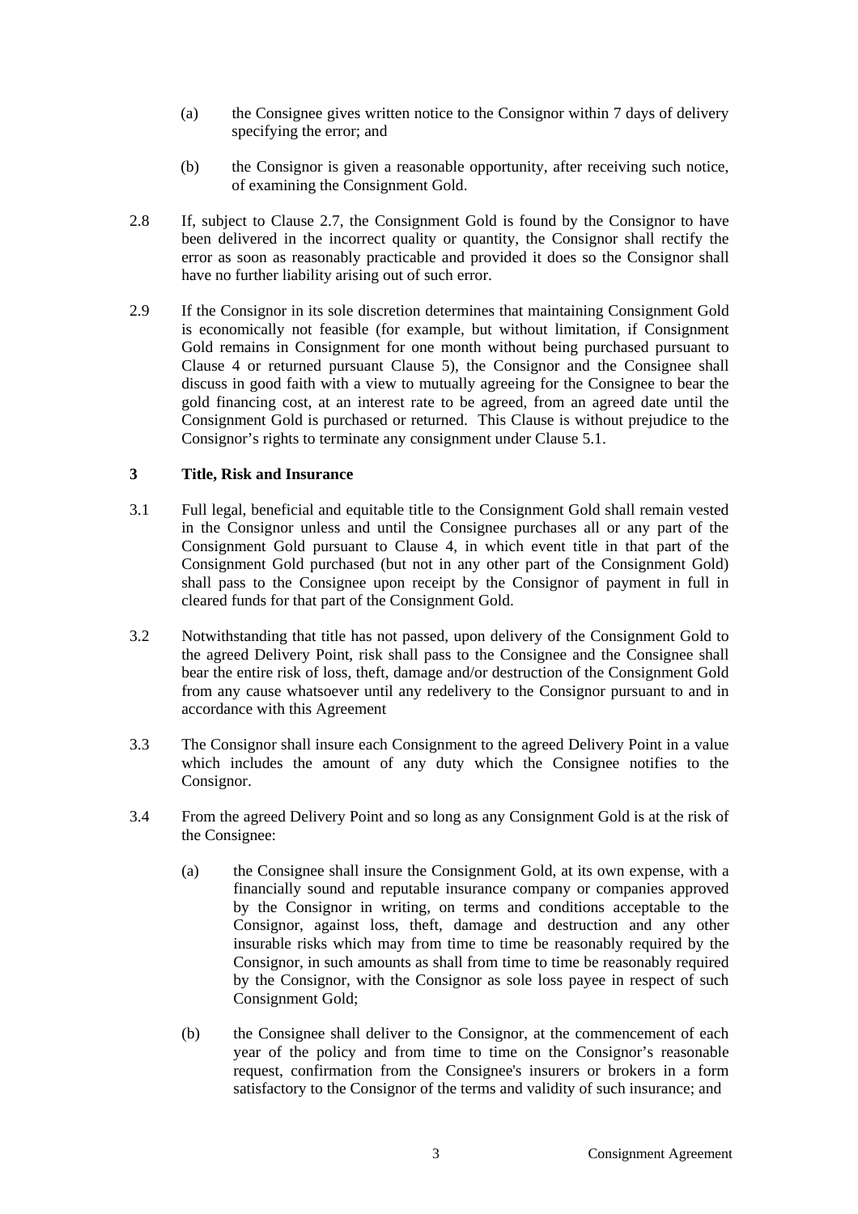(a) the Consignee gives written notice to the Consignor within 7 days of delivery specifying the error; and

(b) the Consignor is given a reasonable opportunity, after receiving such notice, of examining the Consignment Gold.

2.8 If, subject to Clause 2.7, the Consignment Gold is found by the Consignor to have been delivered in the incorrect quality or quantity, the Consignor shall rectify the error as soon as reasonably practicable and provided it does so the Consignor shall have no further liability arising out of such error.

2.9 If the Consignor in its sole discretion determines that maintaining Consignment Gold is economically not feasible (for example, but without limitation, if Consignment Gold remains in Consignment for one month without being purchased pursuant to Clause 4 or returned pursuant Clause 5), the Consignor and the Consignee shall discuss in good faith with a view to mutually agreeing for the Consignee to bear the gold financing cost, at an interest rate to be agreed, from an agreed date until the Consignment Gold is purchased or returned. This Clause is without prejudice to the Consignor's rights to terminate any consignment under Clause 5.1.

## 3 Title, Risk and Insurance

3.1 Full legal, beneficial and equitable title to the Consignment Gold shall remain vested in the Consignor unless and until the Consignee purchases all or any part of the Consignment Gold pursuant to Clause 4, in which event title in that part of the Consignment Gold purchased (but not in any other part of the Consignment Gold) shall pass to the Consignee upon receipt by the Consignor of payment in full in cleared funds for that part of the Consignment Gold.

3.2 Notwithstanding that title has not passed, upon delivery of the Consignment Gold to the agreed Delivery Point, risk shall pass to the Consignee and the Consignee shall bear the entire risk of loss, theft, damage and/or destruction of the Consignment Gold from any cause whatsoever until any redelivery to the Consignor pursuant to and in accordance with this Agreement

3.3 The Consignor shall insure each Consignment to the agreed Delivery Point in a value which includes the amount of any duty which the Consignee notifies to the Consignor.

3.4 From the agreed Delivery Point and so long as any Consignment Gold is at the risk of the Consignee:

(a) the Consignee shall insure the Consignment Gold, at its own expense, with a financially sound and reputable insurance company or companies approved by the Consignor in writing, on terms and conditions acceptable to the Consignor, against loss, theft, damage and destruction and any other insurable risks which may from time to time be reasonably required by the Consignor, in such amounts as shall from time to time be reasonably required by the Consignor, with the Consignor as sole loss payee in respect of such Consignment Gold;

(b) the Consignee shall deliver to the Consignor, at the commencement of each year of the policy and from time to time on the Consignor's reasonable request, confirmation from the Consignee's insurers or brokers in a form satisfactory to the Consignor of the terms and validity of such insurance; and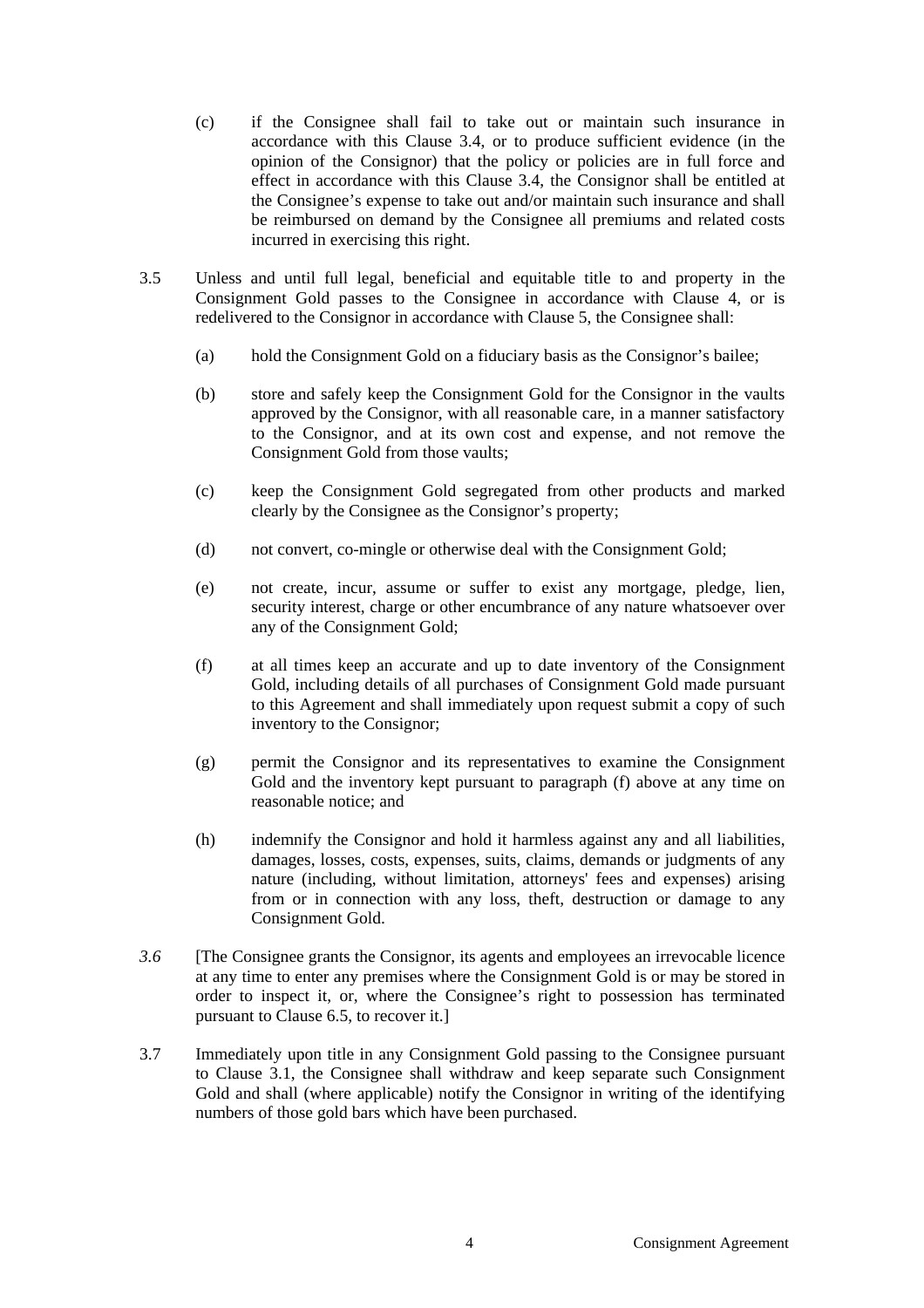(c) if the Consignee shall fail to take out or maintain such insurance in accordance with this Clause 3.4, or to produce sufficient evidence (in the opinion of the Consignor) that the policy or policies are in full force and effect in accordance with this Clause 3.4, the Consignor shall be entitled at the Consignee's expense to take out and/or maintain such insurance and shall be reimbursed on demand by the Consignee all premiums and related costs incurred in exercising this right.

3.5 Unless and until full legal, beneficial and equitable title to and property in the Consignment Gold passes to the Consignee in accordance with Clause 4, or is redelivered to the Consignor in accordance with Clause 5, the Consignee shall:

(a) hold the Consignment Gold on a fiduciary basis as the Consignor's bailee;

(b) store and safely keep the Consignment Gold for the Consignor in the vaults approved by the Consignor, with all reasonable care, in a manner satisfactory to the Consignor, and at its own cost and expense, and not remove the Consignment Gold from those vaults;

(c) keep the Consignment Gold segregated from other products and marked clearly by the Consignee as the Consignor's property;

(d) not convert, co-mingle or otherwise deal with the Consignment Gold;

(e) not create, incur, assume or suffer to exist any mortgage, pledge, lien, security interest, charge or other encumbrance of any nature whatsoever over any of the Consignment Gold;

(f) at all times keep an accurate and up to date inventory of the Consignment Gold, including details of all purchases of Consignment Gold made pursuant to this Agreement and shall immediately upon request submit a copy of such inventory to the Consignor;

(g) permit the Consignor and its representatives to examine the Consignment Gold and the inventory kept pursuant to paragraph (f) above at any time on reasonable notice; and

(h) indemnify the Consignor and hold it harmless against any and all liabilities, damages, losses, costs, expenses, suits, claims, demands or judgments of any nature (including, without limitation, attorneys' fees and expenses) arising from or in connection with any loss, theft, destruction or damage to any Consignment Gold.

*3.6* [The Consignee grants the Consignor, its agents and employees an irrevocable licence at any time to enter any premises where the Consignment Gold is or may be stored in order to inspect it, or, where the Consignee's right to possession has terminated pursuant to Clause 6.5, to recover it.]

3.7 Immediately upon title in any Consignment Gold passing to the Consignee pursuant to Clause 3.1, the Consignee shall withdraw and keep separate such Consignment Gold and shall (where applicable) notify the Consignor in writing of the identifying numbers of those gold bars which have been purchased.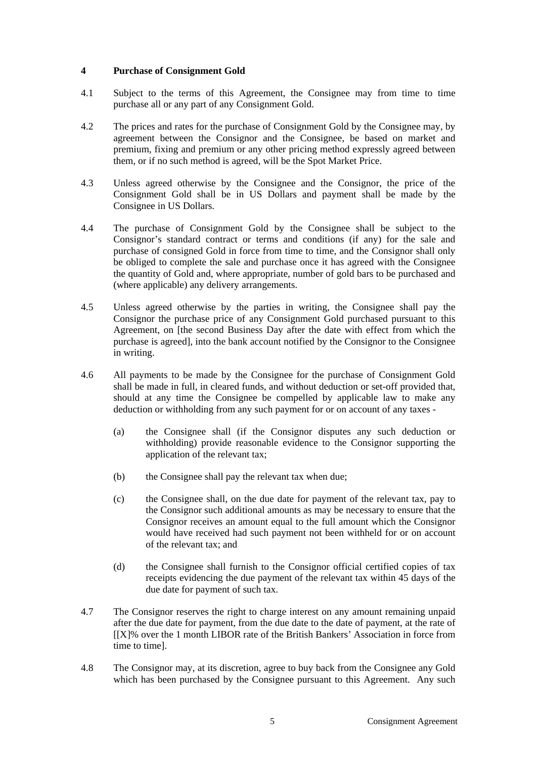## 4 Purchase of Consignment Gold

4.1 Subject to the terms of this Agreement, the Consignee may from time to time purchase all or any part of any Consignment Gold.

4.2 The prices and rates for the purchase of Consignment Gold by the Consignee may, by agreement between the Consignor and the Consignee, be based on market and premium, fixing and premium or any other pricing method expressly agreed between them, or if no such method is agreed, will be the Spot Market Price.

4.3 Unless agreed otherwise by the Consignee and the Consignor, the price of the Consignment Gold shall be in US Dollars and payment shall be made by the Consignee in US Dollars.

4.4 The purchase of Consignment Gold by the Consignee shall be subject to the Consignor's standard contract or terms and conditions (if any) for the sale and purchase of consigned Gold in force from time to time, and the Consignor shall only be obliged to complete the sale and purchase once it has agreed with the Consignee the quantity of Gold and, where appropriate, number of gold bars to be purchased and (where applicable) any delivery arrangements.

4.5 Unless agreed otherwise by the parties in writing, the Consignee shall pay the Consignor the purchase price of any Consignment Gold purchased pursuant to this Agreement, on [the second Business Day after the date with effect from which the purchase is agreed], into the bank account notified by the Consignor to the Consignee in writing.

4.6 All payments to be made by the Consignee for the purchase of Consignment Gold shall be made in full, in cleared funds, and without deduction or set-off provided that, should at any time the Consignee be compelled by applicable law to make any deduction or withholding from any such payment for or on account of any taxes -

(a) the Consignee shall (if the Consignor disputes any such deduction or withholding) provide reasonable evidence to the Consignor supporting the application of the relevant tax;

(b) the Consignee shall pay the relevant tax when due;

(c) the Consignee shall, on the due date for payment of the relevant tax, pay to the Consignor such additional amounts as may be necessary to ensure that the Consignor receives an amount equal to the full amount which the Consignor would have received had such payment not been withheld for or on account of the relevant tax; and

(d) the Consignee shall furnish to the Consignor official certified copies of tax receipts evidencing the due payment of the relevant tax within 45 days of the due date for payment of such tax.

4.7 The Consignor reserves the right to charge interest on any amount remaining unpaid after the due date for payment, from the due date to the date of payment, at the rate of [[X]% over the 1 month LIBOR rate of the British Bankers' Association in force from time to time].

4.8 The Consignor may, at its discretion, agree to buy back from the Consignee any Gold which has been purchased by the Consignee pursuant to this Agreement. Any such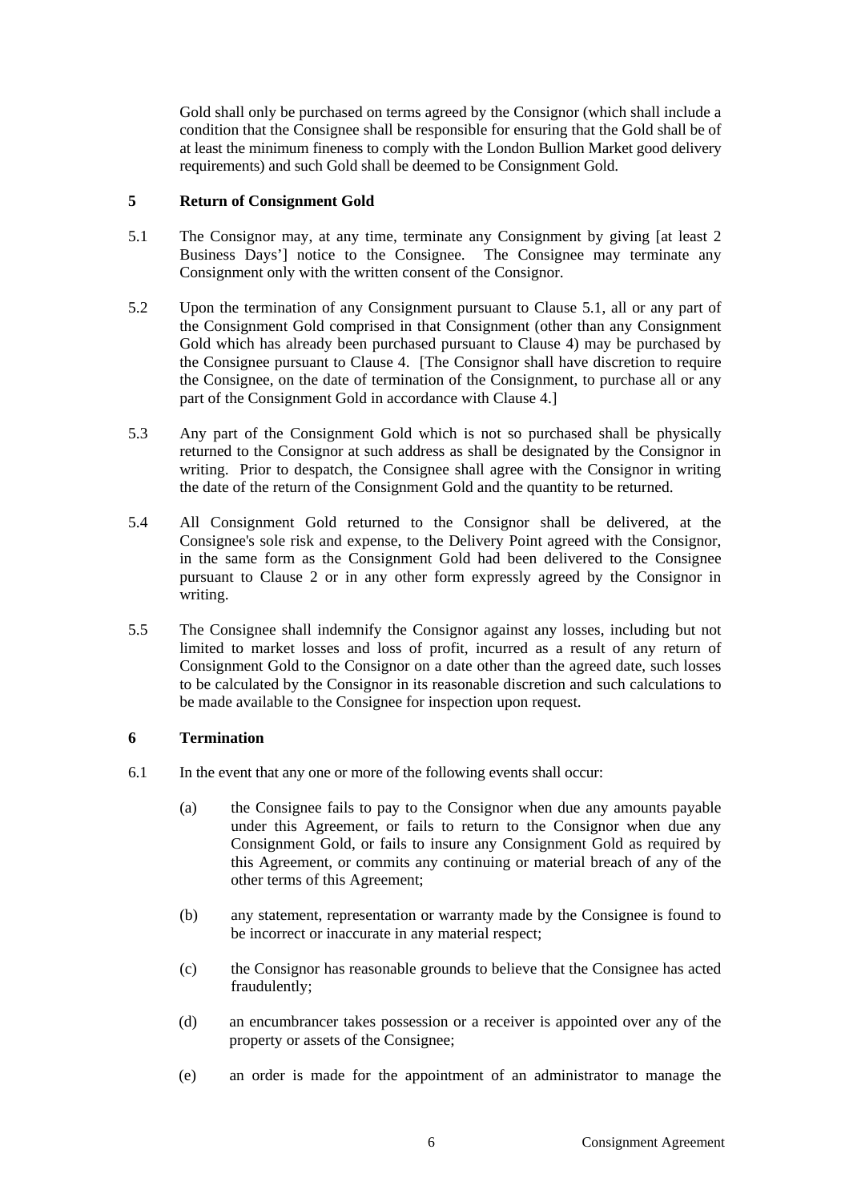Gold shall only be purchased on terms agreed by the Consignor (which shall include a condition that the Consignee shall be responsible for ensuring that the Gold shall be of at least the minimum fineness to comply with the London Bullion Market good delivery requirements) and such Gold shall be deemed to be Consignment Gold.

## 5 Return of Consignment Gold

5.1 The Consignor may, at any time, terminate any Consignment by giving [at least 2 Business Days'] notice to the Consignee. The Consignee may terminate any Consignment only with the written consent of the Consignor.

5.2 Upon the termination of any Consignment pursuant to Clause 5.1, all or any part of the Consignment Gold comprised in that Consignment (other than any Consignment Gold which has already been purchased pursuant to Clause 4) may be purchased by the Consignee pursuant to Clause 4. [The Consignor shall have discretion to require the Consignee, on the date of termination of the Consignment, to purchase all or any part of the Consignment Gold in accordance with Clause 4.]

5.3 Any part of the Consignment Gold which is not so purchased shall be physically returned to the Consignor at such address as shall be designated by the Consignor in writing. Prior to despatch, the Consignee shall agree with the Consignor in writing the date of the return of the Consignment Gold and the quantity to be returned.

5.4 All Consignment Gold returned to the Consignor shall be delivered, at the Consignee's sole risk and expense, to the Delivery Point agreed with the Consignor, in the same form as the Consignment Gold had been delivered to the Consignee pursuant to Clause 2 or in any other form expressly agreed by the Consignor in writing.

5.5 The Consignee shall indemnify the Consignor against any losses, including but not limited to market losses and loss of profit, incurred as a result of any return of Consignment Gold to the Consignor on a date other than the agreed date, such losses to be calculated by the Consignor in its reasonable discretion and such calculations to be made available to the Consignee for inspection upon request.

## 6 Termination

6.1 In the event that any one or more of the following events shall occur:

(a) the Consignee fails to pay to the Consignor when due any amounts payable under this Agreement, or fails to return to the Consignor when due any Consignment Gold, or fails to insure any Consignment Gold as required by this Agreement, or commits any continuing or material breach of any of the other terms of this Agreement;

(b) any statement, representation or warranty made by the Consignee is found to be incorrect or inaccurate in any material respect;

(c) the Consignor has reasonable grounds to believe that the Consignee has acted fraudulently;

(d) an encumbrancer takes possession or a receiver is appointed over any of the property or assets of the Consignee;

(e) an order is made for the appointment of an administrator to manage the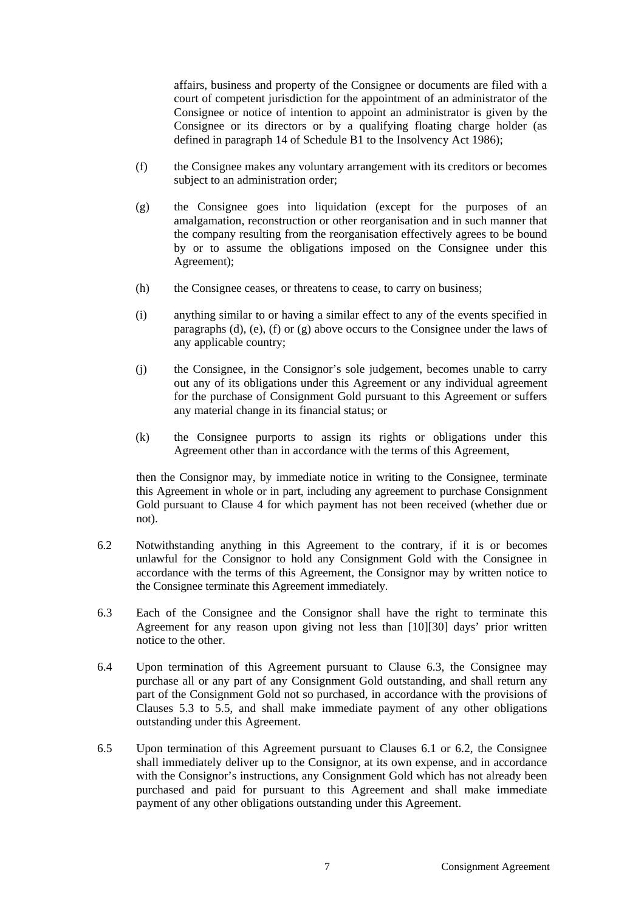affairs, business and property of the Consignee or documents are filed with a court of competent jurisdiction for the appointment of an administrator of the Consignee or notice of intention to appoint an administrator is given by the Consignee or its directors or by a qualifying floating charge holder (as defined in paragraph 14 of Schedule B1 to the Insolvency Act 1986);

(f) the Consignee makes any voluntary arrangement with its creditors or becomes subject to an administration order;

(g) the Consignee goes into liquidation (except for the purposes of an amalgamation, reconstruction or other reorganisation and in such manner that the company resulting from the reorganisation effectively agrees to be bound by or to assume the obligations imposed on the Consignee under this Agreement);

(h) the Consignee ceases, or threatens to cease, to carry on business;

(i) anything similar to or having a similar effect to any of the events specified in paragraphs (d), (e), (f) or (g) above occurs to the Consignee under the laws of any applicable country;

(j) the Consignee, in the Consignor's sole judgement, becomes unable to carry out any of its obligations under this Agreement or any individual agreement for the purchase of Consignment Gold pursuant to this Agreement or suffers any material change in its financial status; or

(k) the Consignee purports to assign its rights or obligations under this Agreement other than in accordance with the terms of this Agreement,

then the Consignor may, by immediate notice in writing to the Consignee, terminate this Agreement in whole or in part, including any agreement to purchase Consignment Gold pursuant to Clause 4 for which payment has not been received (whether due or not).

6.2 Notwithstanding anything in this Agreement to the contrary, if it is or becomes unlawful for the Consignor to hold any Consignment Gold with the Consignee in accordance with the terms of this Agreement, the Consignor may by written notice to the Consignee terminate this Agreement immediately.

6.3 Each of the Consignee and the Consignor shall have the right to terminate this Agreement for any reason upon giving not less than [10][30] days' prior written notice to the other.

6.4 Upon termination of this Agreement pursuant to Clause 6.3, the Consignee may purchase all or any part of any Consignment Gold outstanding, and shall return any part of the Consignment Gold not so purchased, in accordance with the provisions of Clauses 5.3 to 5.5, and shall make immediate payment of any other obligations outstanding under this Agreement.

6.5 Upon termination of this Agreement pursuant to Clauses 6.1 or 6.2, the Consignee shall immediately deliver up to the Consignor, at its own expense, and in accordance with the Consignor's instructions, any Consignment Gold which has not already been purchased and paid for pursuant to this Agreement and shall make immediate payment of any other obligations outstanding under this Agreement.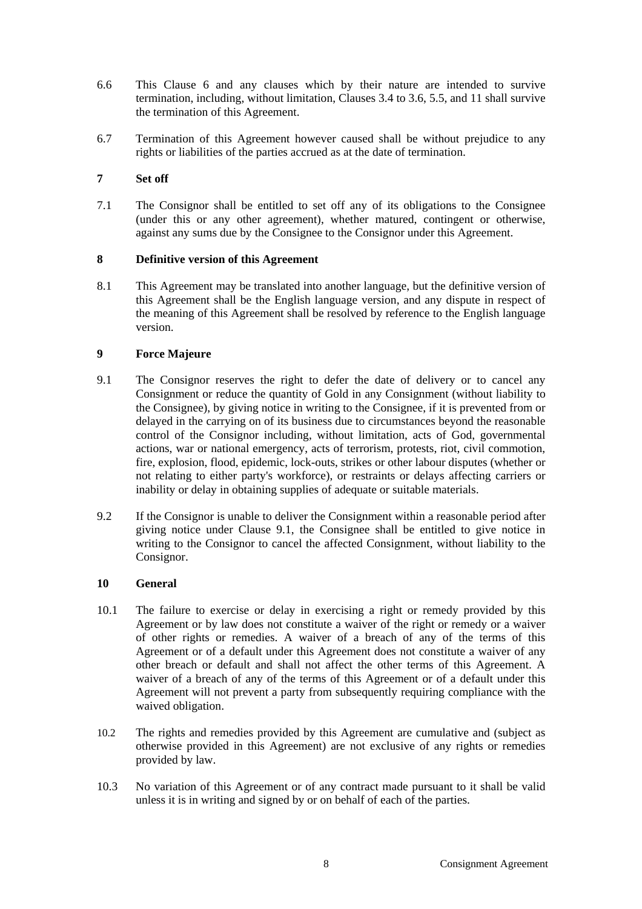6.6 This Clause 6 and any clauses which by their nature are intended to survive termination, including, without limitation, Clauses 3.4 to 3.6, 5.5, and 11 shall survive the termination of this Agreement.

6.7 Termination of this Agreement however caused shall be without prejudice to any rights or liabilities of the parties accrued as at the date of termination.

## 7 Set off

7.1 The Consignor shall be entitled to set off any of its obligations to the Consignee (under this or any other agreement), whether matured, contingent or otherwise, against any sums due by the Consignee to the Consignor under this Agreement.

## 8 Definitive version of this Agreement

8.1 This Agreement may be translated into another language, but the definitive version of this Agreement shall be the English language version, and any dispute in respect of the meaning of this Agreement shall be resolved by reference to the English language version.

## 9 Force Majeure

9.1 The Consignor reserves the right to defer the date of delivery or to cancel any Consignment or reduce the quantity of Gold in any Consignment (without liability to the Consignee), by giving notice in writing to the Consignee, if it is prevented from or delayed in the carrying on of its business due to circumstances beyond the reasonable control of the Consignor including, without limitation, acts of God, governmental actions, war or national emergency, acts of terrorism, protests, riot, civil commotion, fire, explosion, flood, epidemic, lock-outs, strikes or other labour disputes (whether or not relating to either party's workforce), or restraints or delays affecting carriers or inability or delay in obtaining supplies of adequate or suitable materials.

9.2 If the Consignor is unable to deliver the Consignment within a reasonable period after giving notice under Clause 9.1, the Consignee shall be entitled to give notice in writing to the Consignor to cancel the affected Consignment, without liability to the Consignor.

## 10 General

10.1 The failure to exercise or delay in exercising a right or remedy provided by this Agreement or by law does not constitute a waiver of the right or remedy or a waiver of other rights or remedies. A waiver of a breach of any of the terms of this Agreement or of a default under this Agreement does not constitute a waiver of any other breach or default and shall not affect the other terms of this Agreement. A waiver of a breach of any of the terms of this Agreement or of a default under this Agreement will not prevent a party from subsequently requiring compliance with the waived obligation.

10.2 The rights and remedies provided by this Agreement are cumulative and (subject as otherwise provided in this Agreement) are not exclusive of any rights or remedies provided by law.

10.3 No variation of this Agreement or of any contract made pursuant to it shall be valid unless it is in writing and signed by or on behalf of each of the parties.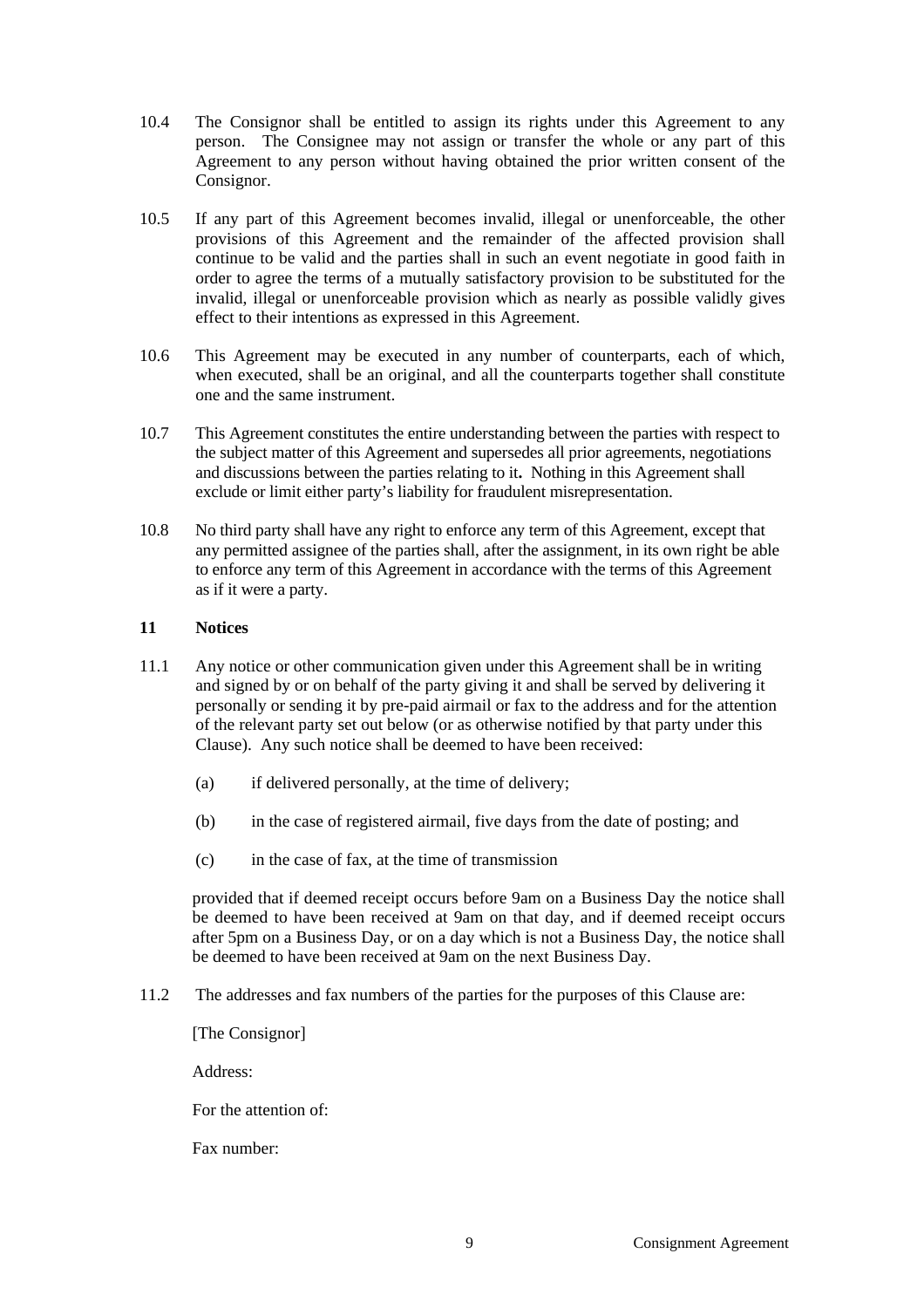10.4 The Consignor shall be entitled to assign its rights under this Agreement to any person. The Consignee may not assign or transfer the whole or any part of this Agreement to any person without having obtained the prior written consent of the Consignor.

10.5 If any part of this Agreement becomes invalid, illegal or unenforceable, the other provisions of this Agreement and the remainder of the affected provision shall continue to be valid and the parties shall in such an event negotiate in good faith in order to agree the terms of a mutually satisfactory provision to be substituted for the invalid, illegal or unenforceable provision which as nearly as possible validly gives effect to their intentions as expressed in this Agreement.

10.6 This Agreement may be executed in any number of counterparts, each of which, when executed, shall be an original, and all the counterparts together shall constitute one and the same instrument.

10.7 This Agreement constitutes the entire understanding between the parties with respect to the subject matter of this Agreement and supersedes all prior agreements, negotiations and discussions between the parties relating to it**.** Nothing in this Agreement shall exclude or limit either party's liability for fraudulent misrepresentation.

10.8 No third party shall have any right to enforce any term of this Agreement, except that any permitted assignee of the parties shall, after the assignment, in its own right be able to enforce any term of this Agreement in accordance with the terms of this Agreement as if it were a party.

## 11 Notices

11.1 Any notice or other communication given under this Agreement shall be in writing and signed by or on behalf of the party giving it and shall be served by delivering it personally or sending it by pre-paid airmail or fax to the address and for the attention of the relevant party set out below (or as otherwise notified by that party under this Clause). Any such notice shall be deemed to have been received:

(a) if delivered personally, at the time of delivery;

(b) in the case of registered airmail, five days from the date of posting; and

(c) in the case of fax, at the time of transmission

provided that if deemed receipt occurs before 9am on a Business Day the notice shall be deemed to have been received at 9am on that day, and if deemed receipt occurs after 5pm on a Business Day, or on a day which is not a Business Day, the notice shall be deemed to have been received at 9am on the next Business Day.

11.2 The addresses and fax numbers of the parties for the purposes of this Clause are:

[The Consignor]

Address:

For the attention of:

Fax number: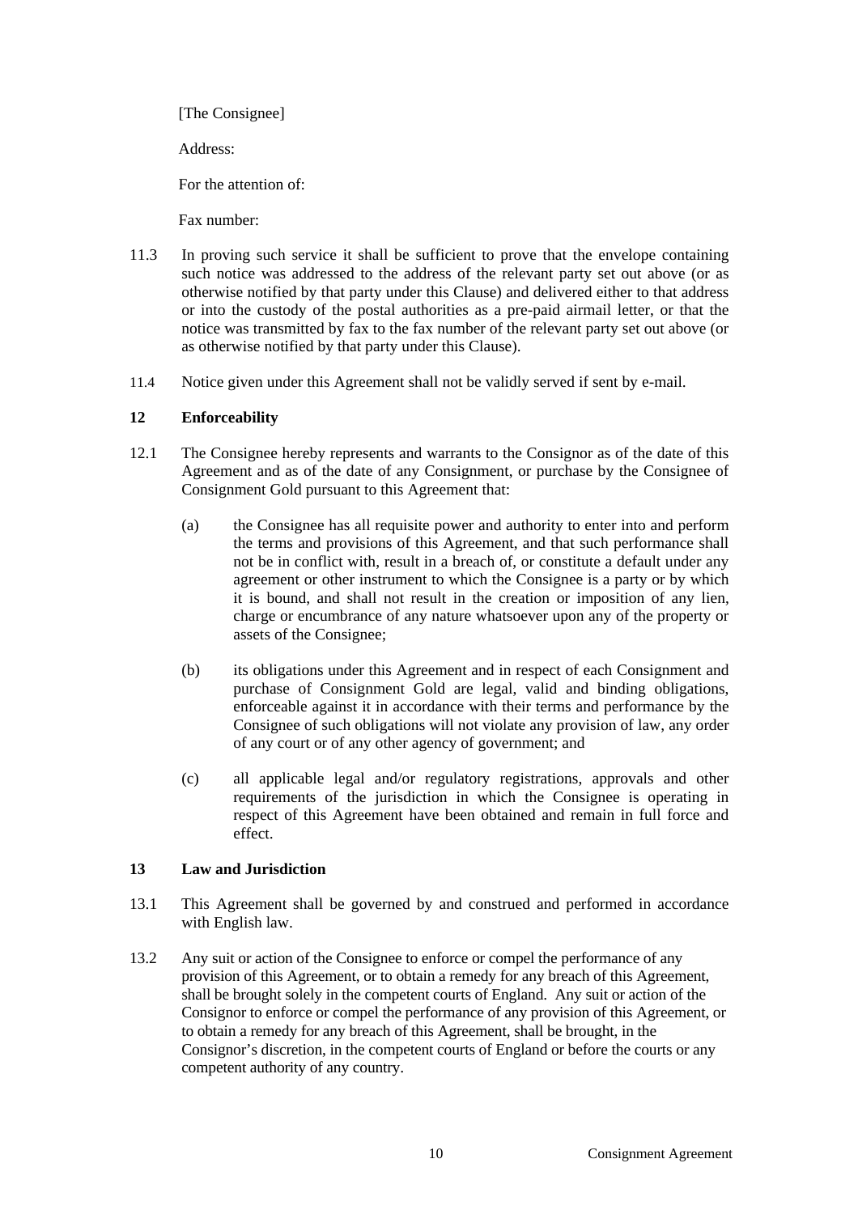[The Consignee]

Address:

For the attention of:

Fax number:

11.3 In proving such service it shall be sufficient to prove that the envelope containing such notice was addressed to the address of the relevant party set out above (or as otherwise notified by that party under this Clause) and delivered either to that address or into the custody of the postal authorities as a pre-paid airmail letter, or that the notice was transmitted by fax to the fax number of the relevant party set out above (or as otherwise notified by that party under this Clause).

11.4 Notice given under this Agreement shall not be validly served if sent by e-mail.

**12 Enforceability**

12.1 The Consignee hereby represents and warrants to the Consignor as of the date of this Agreement and as of the date of any Consignment, or purchase by the Consignee of Consignment Gold pursuant to this Agreement that:

(a) the Consignee has all requisite power and authority to enter into and perform the terms and provisions of this Agreement, and that such performance shall not be in conflict with, result in a breach of, or constitute a default under any agreement or other instrument to which the Consignee is a party or by which it is bound, and shall not result in the creation or imposition of any lien, charge or encumbrance of any nature whatsoever upon any of the property or assets of the Consignee;

(b) its obligations under this Agreement and in respect of each Consignment and purchase of Consignment Gold are legal, valid and binding obligations, enforceable against it in accordance with their terms and performance by the Consignee of such obligations will not violate any provision of law, any order of any court or of any other agency of government; and

(c) all applicable legal and/or regulatory registrations, approvals and other requirements of the jurisdiction in which the Consignee is operating in respect of this Agreement have been obtained and remain in full force and effect.

**13 Law and Jurisdiction**

13.1 This Agreement shall be governed by and construed and performed in accordance with English law.

13.2 Any suit or action of the Consignee to enforce or compel the performance of any provision of this Agreement, or to obtain a remedy for any breach of this Agreement, shall be brought solely in the competent courts of England. Any suit or action of the Consignor to enforce or compel the performance of any provision of this Agreement, or to obtain a remedy for any breach of this Agreement, shall be brought, in the Consignor's discretion, in the competent courts of England or before the courts or any competent authority of any country.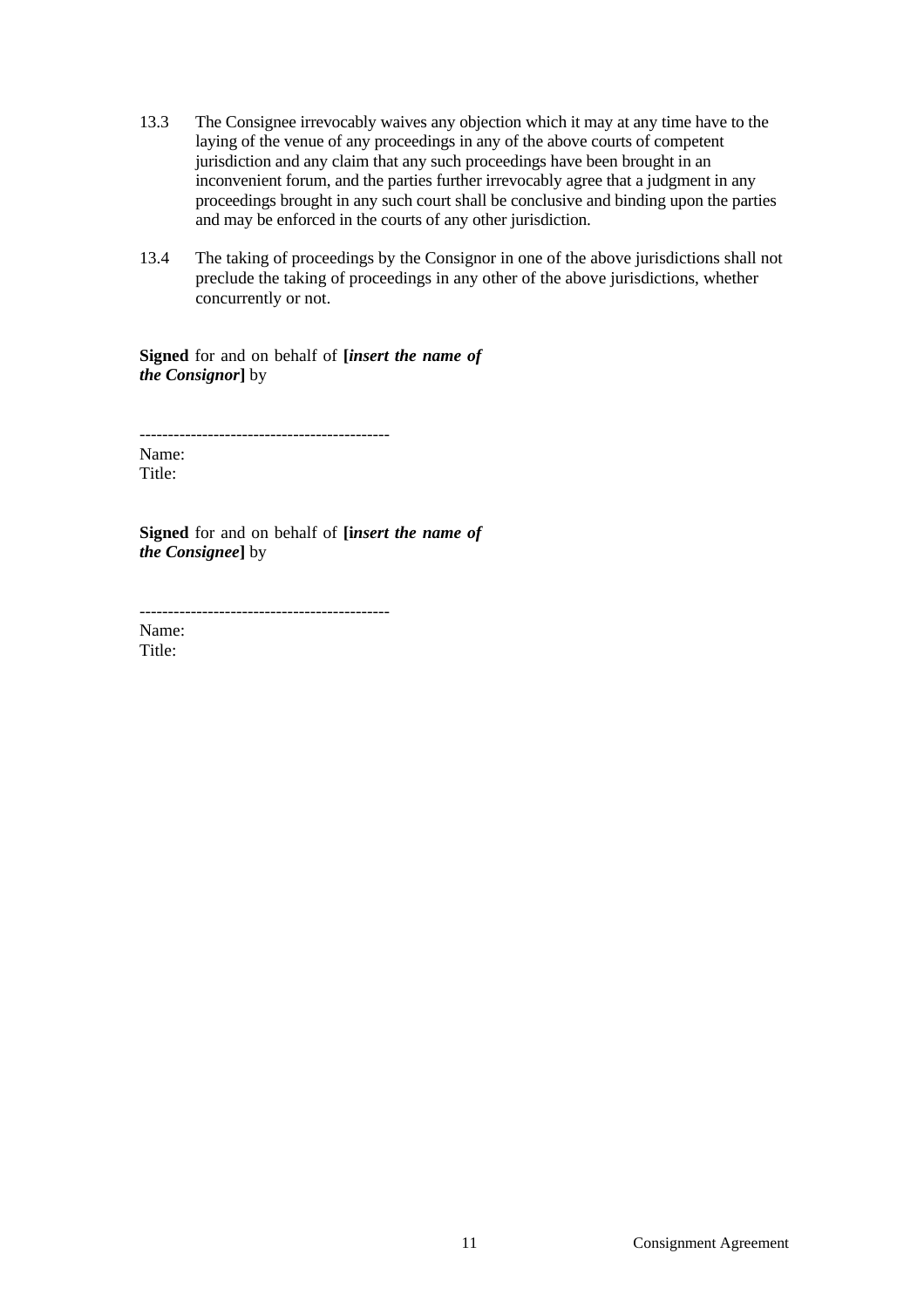13.3 The Consignee irrevocably waives any objection which it may at any time have to the laying of the venue of any proceedings in any of the above courts of competent jurisdiction and any claim that any such proceedings have been brought in an inconvenient forum, and the parties further irrevocably agree that a judgment in any proceedings brought in any such court shall be conclusive and binding upon the parties and may be enforced in the courts of any other jurisdiction.

13.4 The taking of proceedings by the Consignor in one of the above jurisdictions shall not preclude the taking of proceedings in any other of the above jurisdictions, whether concurrently or not.

**Signed** for and on behalf of **[*insert the name of the Consignor*]** by

-------------------------------------------
Name:
Title:

**Signed** for and on behalf of **[*insert the name of the Consignee*]** by

-------------------------------------------
Name:
Title: